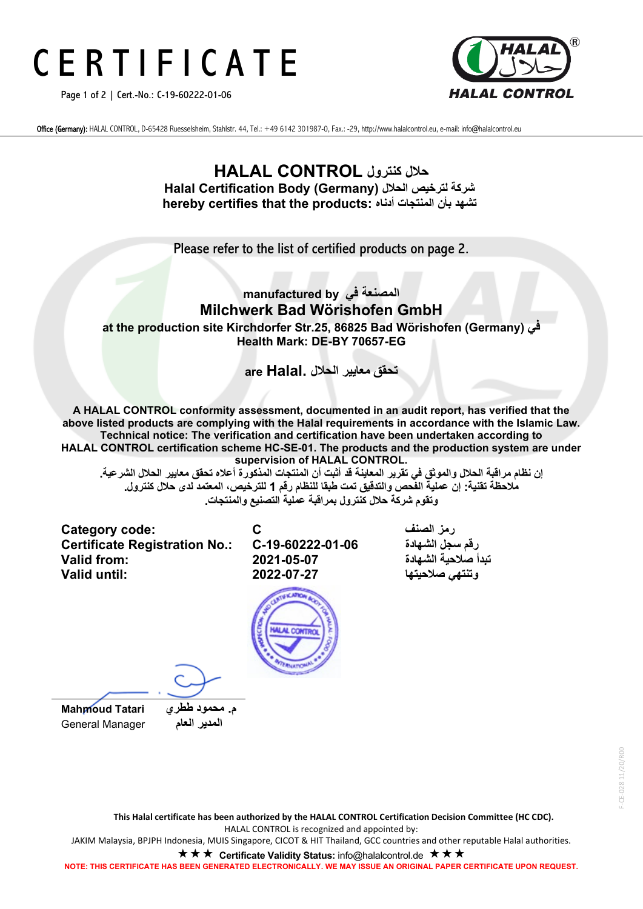# CERTIFICATE

Cert.-No.: C-19-60222-01-06

**HALAL CONTROL**

Office (Germany): HALAL CONTROL, D-65428 Ruesselsheim, Stahlstr. 44, Tel.: +49 6142 301987-0, Fax.: -29, http://www.halalcontrol.eu, e-mail: info@halalcontrol.eu

## HALAL CONTROL حلال كنترول

**Halal Certification Body (Germany) شركة لترخيص الحلال**

**hereby certifies that the products: تشهد بأن المنتجات أدناه**

Please refer to the list of certified products on page 2.

**manufactured by المصنعة في**

**Milchwerk Bad Wörishofen GmbH**

**at the production site Kirchdorfer Str.25, 86825 Bad Wörishofen (Germany) في**

**Health Mark: DE-BY 70657-EG**

**are Halal. تحقق معايير الحلال**

**A HALAL CONTROL conformity assessment, documented in an audit report, has verified that the above listed products are complying with the Halal requirements in accordance with the Islamic Law. Technical notice: The verification and certification have been undertaken according to HALAL CONTROL certification scheme HC-SE-01. The products and the production system are under supervision of HALAL CONTROL.**

**إن نظام مراقبة الحلال والموثق في تقرير المعاينة قد أثبت أن المنتجات المذكورة أعلاه تحقق معايير الحلال الشرعية.**
**ملاحظة تقنية: إن عملية الفحص والتدقيق تمت طبقا للنظام رقم 1 للترخيص، المعتمد لدى حلال كنترول.**
**وتقوم شركة حلال كنترول بمراقبة عملية التصنيع والمنتجات.**

| | | |
|---|---|---|
| **Category code:** | **C** | **رمز الصنف** |
| **Certificate Registration No.:** | **C-19-60222-01-06** | **رقم سجل الشهادة** |
| **Valid from:** | **2021-05-07** | **تبدأ صلاحية الشهادة** |
| **Valid until:** | **2022-07-27** | **وتنتهي صلاحيتها** |

**Mahmoud Tatari** **م. محمود ططري**
General Manager المدير العام

F-CE-028 11/20/R00

**This Halal certificate has been authorized by the HALAL CONTROL Certification Decision Committee (HC CDC).**
HALAL CONTROL is recognized and appointed by:
JAKIM Malaysia, BPJPH Indonesia, MUIS Singapore, CICOT & HIT Thailand, GCC countries and other reputable Halal authorities.

★★★ **Certificate Validity Status:** info@halalcontrol.de ★★★

**NOTE: THIS CERTIFICATE HAS BEEN GENERATED ELECTRONICALLY. WE MAY ISSUE AN ORIGINAL PAPER CERTIFICATE UPON REQUEST.**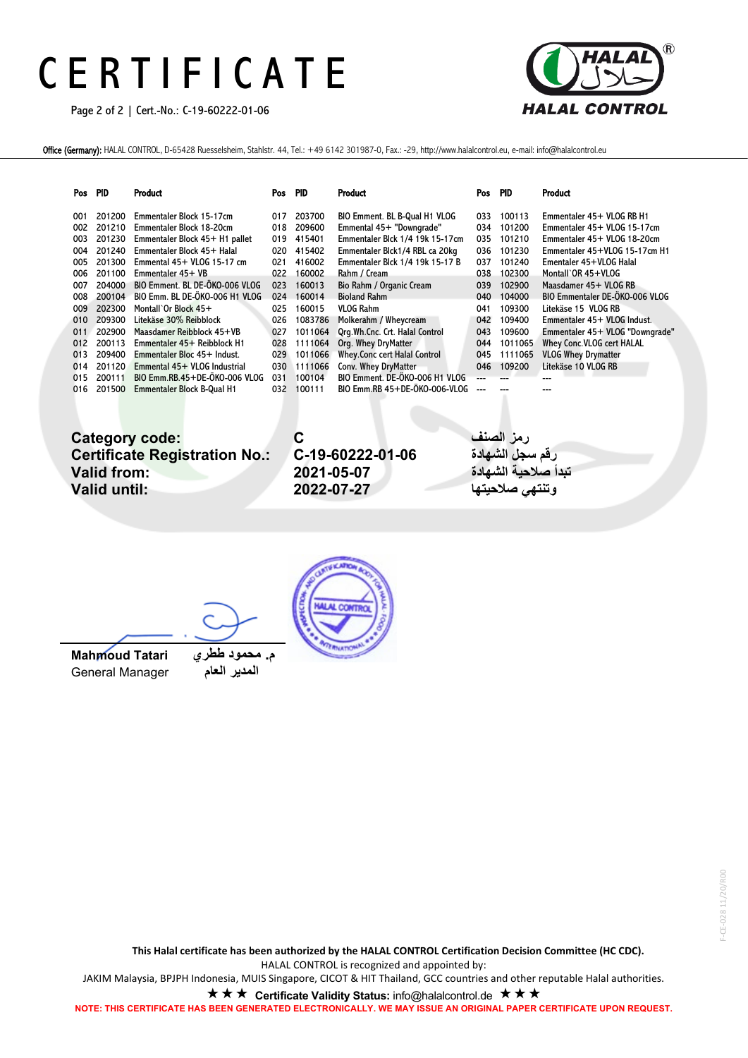# CERTIFICATE

Page 2 of 2 | Cert.-No.: C-19-60222-01-06

HALAL CONTROL

Office (Germany): HALAL CONTROL, D-65428 Ruesselsheim, Stahlstr. 44, Tel.: +49 6142 301987-0, Fax.: -29, http://www.halalcontrol.eu, e-mail: info@halalcontrol.eu

| Pos | PID | Product | Pos | PID | Product | Pos | PID | Product |
|---|---|---|---|---|---|---|---|---|
| 001 | 201200 | Ementaler Block 15-17cm | 017 | 203700 | BIO Emment. BL B-Qual H1 VLOG | 033 | 100113 | Emmentaler 45+ VLOG RB H1 |
| 002 | 201210 | Emmentaler Block 18-20cm | 018 | 209600 | Emmental 45+ "Downgrade" | 034 | 101200 | Emmentaler 45+ VLOG 15-17cm |
| 003 | 201230 | Emmentaler Block 45+ H1 pallet | 019 | 415401 | Emmentaler Blck 1/4 19k 15-17cm | 035 | 101210 | Emmentaler 45+ VLOG 18-20cm |
| 004 | 201240 | Emmentaler Block 45+ Halal | 020 | 415402 | Emmentaler Blck1/4 RBL ca 20kg | 036 | 101230 | Emmentaler 45+VLOG 15-17cm H1 |
| 005 | 201300 | Emmental 45+ VLOG 15-17 cm | 021 | 416002 | Emmentaler Blck 1/4 19k 15-17 B | 037 | 101240 | Ementaler 45+VLOG Halal |
| 006 | 201100 | Emmentaler 45+ VB | 022 | 160002 | Rahm / Cream | 038 | 102300 | Montall`OR 45+VLOG |
| 007 | 204000 | BIO Emment. BL DE-ÖKO-006 VLOG | 023 | 160013 | Bio Rahm / Organic Cream | 039 | 102900 | Maasdamer 45+ VLOG RB |
| 008 | 200104 | BIO Emm. BL DE-ÖKO-006 H1 VLOG | 024 | 160014 | Bioland Rahm | 040 | 104000 | BIO Emmentaler DE-ÖKO-006 VLOG |
| 009 | 202300 | Montall`Or Block 45+ | 025 | 160015 | VLOG Rahm | 041 | 109300 | Litekäse 15 VLOG RB |
| 010 | 209300 | Litekäse 30% Reibblock | 026 | 1083786 | Molkerahm / Wheycream | 042 | 109400 | Emmentaler 45+ VLOG Indust. |
| 011 | 202900 | Maasdamer Reibblock 45+VB | 027 | 1011064 | Qrg.Wh.Cnc. Crt. Halal Control | 043 | 109600 | Emmentaler 45+ VLOG "Downgrade" |
| 012 | 200113 | Emmentaler 45+ Reibblock H1 | 028 | 1111064 | Org. Whey DryMatter | 044 | 1011065 | Whey Conc.VLOG cert HALAL |
| 013 | 209400 | Emmentaler Bloc 45+ Indust. | 029 | 1011066 | Whey.Conc cert Halal Control | 045 | 1111065 | VLOG Whey Drymatter |
| 014 | 201120 | Emmental 45+ VLOG Industrial | 030 | 1111066 | Conv. Whey DryMatter | 046 | 109200 | Litekäse 10 VLOG RB |
| 015 | 200111 | BIO Emm.RB.45+DE-ÖKO-006 VLOG | 031 | 100104 | BIO Emment. DE-ÖKO-006 H1 VLOG | --- | --- | --- |
| 016 | 201500 | Emmentaler Block B-Qual H1 | 032 | 100111 | BIO Emm.RB 45+DE-ÖKO-006-VLOG | --- | --- | --- |

| | | |
|---|---|---|
| **Category code:** | **C** | **رمز الصنف** |
| **Certificate Registration No.:** | **C-19-60222-01-06** | **رقم سجل الشهادة** |
| **Valid from:** | **2021-05-07** | **تبدأ صلاحية الشهادة** |
| **Valid until:** | **2022-07-27** | **وتنتهي صلاحيتها** |

**Mahmoud Tatari** — **م. محمود ططري**

General Manager — **المدير العام**

**This Halal certificate has been authorized by the HALAL CONTROL Certification Decision Committee (HC CDC).**

HALAL CONTROL is recognized and appointed by:

JAKIM Malaysia, BPJPH Indonesia, MUIS Singapore, CICOT & HIT Thailand, GCC countries and other reputable Halal authorities.

★ ★ ★ **Certificate Validity Status:** info@halalcontrol.de ★ ★ ★

**NOTE: THIS CERTIFICATE HAS BEEN GENERATED ELECTRONICALLY. WE MAY ISSUE AN ORIGINAL PAPER CERTIFICATE UPON REQUEST.**

F-CE-028 11/20/R00